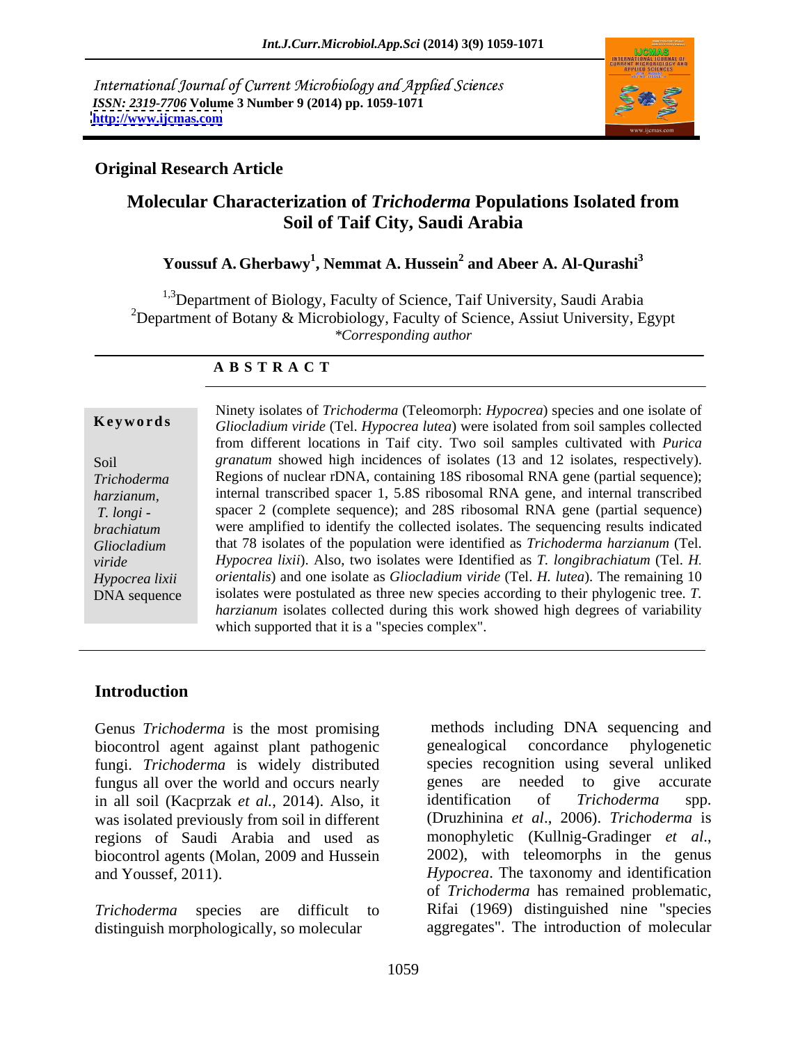International Journal of Current Microbiology and Applied Sciences
*ISSN: 2319-7706* **Volume 3 Number 9 (2014) pp. 1059-1071**
**http://www.ijcmas.com**

**Original Research Article**

# Molecular Characterization of *Trichoderma* Populations Isolated from Soil of Taif City, Saudi Arabia

**Youssuf A. Gherbawy[1], Nemmat A. Hussein[2] and Abeer A. Al-Qurashi[3]**

[1,3]Department of Biology, Faculty of Science, Taif University, Saudi Arabia
[2]Department of Botany & Microbiology, Faculty of Science, Assiut University, Egypt
*\*Corresponding author*

## ABSTRACT

**Keywords**

Soil
*Trichoderma harzianum,*
*T. longi - brachiatum*
*Gliocladium viride*
*Hypocrea lixii*
DNA sequence

Ninety isolates of *Trichoderma* (Teleomorph: *Hypocrea*) species and one isolate of *Gliocladium viride* (Tel. *Hypocrea lutea*) were isolated from soil samples collected from different locations in Taif city. Two soil samples cultivated with *Purica granatum* showed high incidences of isolates (13 and 12 isolates, respectively). Regions of nuclear rDNA, containing 18S ribosomal RNA gene (partial sequence); internal transcribed spacer 1, 5.8S ribosomal RNA gene, and internal transcribed spacer 2 (complete sequence); and 28S ribosomal RNA gene (partial sequence) were amplified to identify the collected isolates. The sequencing results indicated that 78 isolates of the population were identified as *Trichoderma harzianum* (Tel. *Hypocrea lixii*). Also, two isolates were Identified as *T. longibrachiatum* (Tel. *H. orientalis*) and one isolate as *Gliocladium viride* (Tel. *H. lutea*). The remaining 10 isolates were postulated as three new species according to their phylogenic tree. *T. harzianum* isolates collected during this work showed high degrees of variability which supported that it is a "species complex".

## Introduction

Genus *Trichoderma* is the most promising biocontrol agent against plant pathogenic fungi. *Trichoderma* is widely distributed fungus all over the world and occurs nearly in all soil (Kacprzak *et al.*, 2014). Also, it was isolated previously from soil in different regions of Saudi Arabia and used as biocontrol agents (Molan, 2009 and Hussein and Youssef, 2011).

*Trichoderma* species are difficult to distinguish morphologically, so molecular methods including DNA sequencing and genealogical concordance phylogenetic species recognition using several unliked genes are needed to give accurate identification of *Trichoderma* spp. (Druzhinina *et al*., 2006). *Trichoderma* is monophyletic (Kullnig-Gradinger *et al*., 2002), with teleomorphs in the genus *Hypocrea*. The taxonomy and identification of *Trichoderma* has remained problematic, Rifai (1969) distinguished nine "species aggregates". The introduction of molecular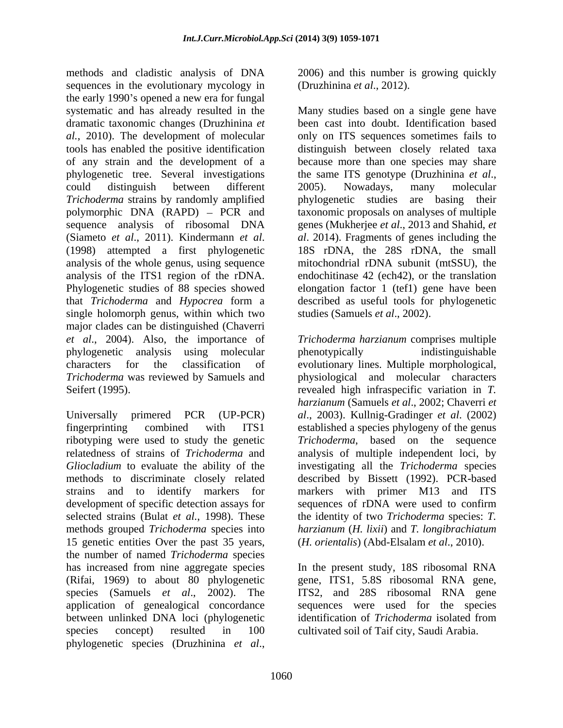methods and cladistic analysis of DNA sequences in the evolutionary mycology in the early 1990's opened a new era for fungal systematic and has already resulted in the dramatic taxonomic changes (Druzhinina *et al.*, 2010). The development of molecular tools has enabled the positive identification of any strain and the development of a phylogenetic tree. Several investigations could distinguish between different *Trichoderma* strains by randomly amplified polymorphic DNA (RAPD) – PCR and sequence analysis of ribosomal DNA (Siameto *et al*., 2011). Kindermann *et al*. (1998) attempted a first phylogenetic analysis of the whole genus, using sequence analysis of the ITS1 region of the rDNA. Phylogenetic studies of 88 species showed that *Trichoderma* and *Hypocrea* form a single holomorph genus, within which two major clades can be distinguished (Chaverri *et al*., 2004). Also, the importance of phylogenetic analysis using molecular characters for the classification of *Trichoderma* was reviewed by Samuels and Seifert (1995).

Universally primered PCR (UP-PCR) fingerprinting combined with ITS1 ribotyping were used to study the genetic relatedness of strains of *Trichoderma* and *Gliocladium* to evaluate the ability of the methods to discriminate closely related strains and to identify markers for development of specific detection assays for selected strains (Bulat *et al.*, 1998). These methods grouped *Trichoderma* species into 15 genetic entities Over the past 35 years, the number of named *Trichoderma* species has increased from nine aggregate species (Rifai, 1969) to about 80 phylogenetic species (Samuels *et al*., 2002). The application of genealogical concordance between unlinked DNA loci (phylogenetic species concept) resulted in 100 phylogenetic species (Druzhinina *et al*., 2006) and this number is growing quickly (Druzhinina *et al*., 2012).

Many studies based on a single gene have been cast into doubt. Identification based only on ITS sequences sometimes fails to distinguish between closely related taxa because more than one species may share the same ITS genotype (Druzhinina *et al*., 2005). Nowadays, many molecular phylogenetic studies are basing their taxonomic proposals on analyses of multiple genes (Mukherjee *et al*., 2013 and Shahid, *et al*. 2014). Fragments of genes including the 18S rDNA, the 28S rDNA, the small mitochondrial rDNA subunit (mtSSU), the endochitinase 42 (ech42), or the translation elongation factor 1 (tef1) gene have been described as useful tools for phylogenetic studies (Samuels *et al*., 2002).

*Trichoderma harzianum* comprises multiple phenotypically indistinguishable evolutionary lines. Multiple morphological, physiological and molecular characters revealed high infraspecific variation in *T. harzianum* (Samuels *et al*., 2002; Chaverri *et al*., 2003). Kullnig-Gradinger *et al*. (2002) established a species phylogeny of the genus *Trichoderma*, based on the sequence analysis of multiple independent loci, by investigating all the *Trichoderma* species described by Bissett (1992). PCR-based markers with primer M13 and ITS sequences of rDNA were used to confirm the identity of two *Trichoderma* species: *T. harzianum* (*H. lixii*) and *T. longibrachiatum* (*H. orientalis*) (Abd-Elsalam *et al*., 2010).

In the present study, 18S ribosomal RNA gene, ITS1, 5.8S ribosomal RNA gene, ITS2, and 28S ribosomal RNA gene sequences were used for the species identification of *Trichoderma* isolated from cultivated soil of Taif city, Saudi Arabia.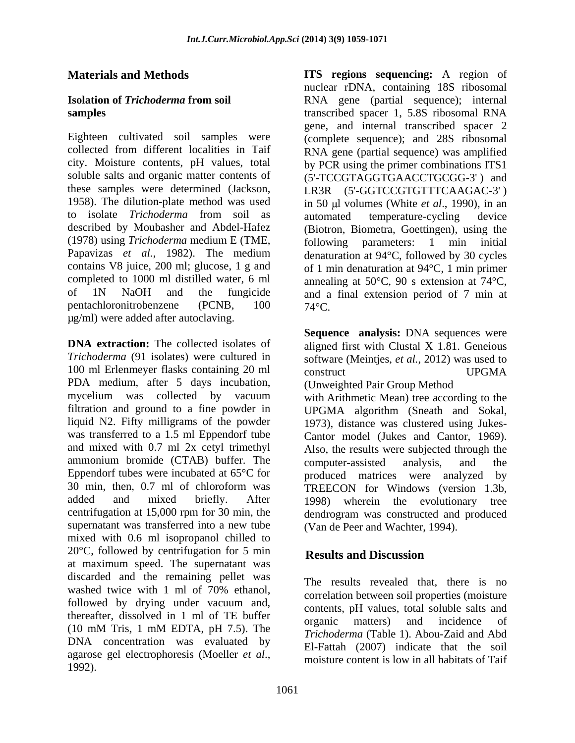## Materials and Methods

### Isolation of *Trichoderma* from soil samples

Eighteen cultivated soil samples were collected from different localities in Taif city. Moisture contents, pH values, total soluble salts and organic matter contents of these samples were determined (Jackson, 1958). The dilution-plate method was used to isolate *Trichoderma* from soil as described by Moubasher and Abdel-Hafez (1978) using *Trichoderma* medium E (TME, Papavizas *et al*., 1982). The medium contains V8 juice, 200 ml; glucose, 1 g and completed to 1000 ml distilled water, 6 ml of 1N NaOH and the fungicide pentachloronitrobenzene (PCNB, 100 µg/ml) were added after autoclaving.

**DNA extraction:** The collected isolates of *Trichoderma* (91 isolates) were cultured in 100 ml Erlenmeyer flasks containing 20 ml PDA medium, after 5 days incubation, mycelium was collected by vacuum filtration and ground to a fine powder in liquid N2. Fifty milligrams of the powder was transferred to a 1.5 ml Eppendorf tube and mixed with 0.7 ml 2x cetyl trimethyl ammonium bromide (CTAB) buffer. The Eppendorf tubes were incubated at 65°C for 30 min, then, 0.7 ml of chloroform was added and mixed briefly. After centrifugation at 15,000 rpm for 30 min, the supernatant was transferred into a new tube mixed with 0.6 ml isopropanol chilled to 20°C, followed by centrifugation for 5 min at maximum speed. The supernatant was discarded and the remaining pellet was washed twice with 1 ml of 70% ethanol, followed by drying under vacuum and, thereafter, dissolved in 1 ml of TE buffer (10 mM Tris, 1 mM EDTA, pH 7.5). The DNA concentration was evaluated by agarose gel electrophoresis (Moeller *et al*., 1992).

**ITS regions sequencing:** A region of nuclear rDNA, containing 18S ribosomal RNA gene (partial sequence); internal transcribed spacer 1, 5.8S ribosomal RNA gene, and internal transcribed spacer 2 (complete sequence); and 28S ribosomal RNA gene (partial sequence) was amplified by PCR using the primer combinations ITS1 (5'-TCCGTAGGTGAACCTGCGG-3' ) and LR3R (5'-GGTCCGTGTTTCAAGAC-3' ) in 50 µl volumes (White *et al*., 1990), in an automated temperature-cycling device (Biotron, Biometra, Goettingen), using the following parameters: 1 min initial denaturation at 94°C, followed by 30 cycles of 1 min denaturation at 94°C, 1 min primer annealing at 50°C, 90 s extension at 74°C, and a final extension period of 7 min at 74°C.

**Sequence analysis:** DNA sequences were aligned first with Clustal X 1.81. Geneious software (Meintjes, *et al.*, 2012) was used to construct UPGMA (Unweighted Pair Group Method with Arithmetic Mean) tree according to the UPGMA algorithm (Sneath and Sokal, 1973), distance was clustered using Jukes-Cantor model (Jukes and Cantor, 1969). Also, the results were subjected through the computer-assisted analysis, and the produced matrices were analyzed by TREECON for Windows (version 1.3b, 1998) wherein the evolutionary tree dendrogram was constructed and produced (Van de Peer and Wachter, 1994).

## Results and Discussion

The results revealed that, there is no correlation between soil properties (moisture contents, pH values, total soluble salts and organic matters) and incidence of *Trichoderma* (Table 1). Abou-Zaid and Abd El-Fattah (2007) indicate that the soil moisture content is low in all habitats of Taif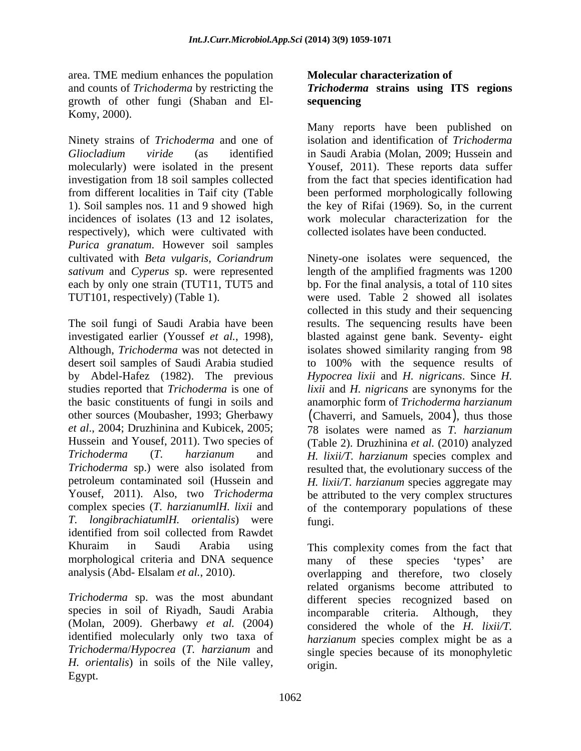area. TME medium enhances the population and counts of *Trichoderma* by restricting the growth of other fungi (Shaban and El-Komy, 2000).

Ninety strains of *Trichoderma* and one of *Gliocladium viride* (as identified molecularly) were isolated in the present investigation from 18 soil samples collected from different localities in Taif city (Table 1). Soil samples nos. 11 and 9 showed high incidences of isolates (13 and 12 isolates, respectively), which were cultivated with *Purica granatum*. However soil samples cultivated with *Beta vulgaris, Coriandrum sativum* and *Cyperus* sp. were represented each by only one strain (TUT11, TUT5 and TUT101, respectively) (Table 1).

The soil fungi of Saudi Arabia have been investigated earlier (Youssef *et al.*, 1998), Although, *Trichoderma* was not detected in desert soil samples of Saudi Arabia studied by Abdel-Hafez (1982). The previous studies reported that *Trichoderma* is one of the basic constituents of fungi in soils and other sources (Moubasher, 1993; Gherbawy *et al*., 2004; Druzhinina and Kubicek, 2005; Hussein and Yousef, 2011). Two species of *Trichoderma* (*T. harzianum* and *Trichoderma* sp.) were also isolated from petroleum contaminated soil (Hussein and Yousef, 2011). Also, two *Trichoderma* complex species (*T. harzianumlH. lixii* and *T. longibrachiatumlH. orientalis*) were identified from soil collected from Rawdet Khuraim in Saudi Arabia using morphological criteria and DNA sequence analysis (Abd- Elsalam *et al.*, 2010).

*Trichoderma* sp. was the most abundant species in soil of Riyadh, Saudi Arabia (Molan, 2009). Gherbawy *et al.* (2004) identified molecularly only two taxa of *Trichoderma*/*Hypocrea* (*T. harzianum* and *H. orientalis*) in soils of the Nile valley, Egypt.

**Molecular characterization of *Trichoderma* strains using ITS regions sequencing**

Many reports have been published on isolation and identification of *Trichoderma* in Saudi Arabia (Molan, 2009; Hussein and Yousef, 2011). These reports data suffer from the fact that species identification had been performed morphologically following the key of Rifai (1969). So, in the current work molecular characterization for the collected isolates have been conducted.

Ninety-one isolates were sequenced, the length of the amplified fragments was 1200 bp. For the final analysis, a total of 110 sites were used. Table 2 showed all isolates collected in this study and their sequencing results. The sequencing results have been blasted against gene bank. Seventy- eight isolates showed similarity ranging from 98 to 100% with the sequence results of *Hypocrea lixii* and *H. nigricans*. Since *H. lixii* and *H. nigricans* are synonyms for the anamorphic form of *Trichoderma harzianum* (Chaverri, and Samuels, 2004), thus those 78 isolates were named as *T. harzianum* (Table 2). Druzhinina *et al.* (2010) analyzed *H. lixii/T. harzianum* species complex and resulted that, the evolutionary success of the *H. lixii/T. harzianum* species aggregate may be attributed to the very complex structures of the contemporary populations of these fungi.

This complexity comes from the fact that many of these species 'types' are overlapping and therefore, two closely related organisms become attributed to different species recognized based on incomparable criteria. Although, they considered the whole of the *H. lixii/T. harzianum* species complex might be as a single species because of its monophyletic origin.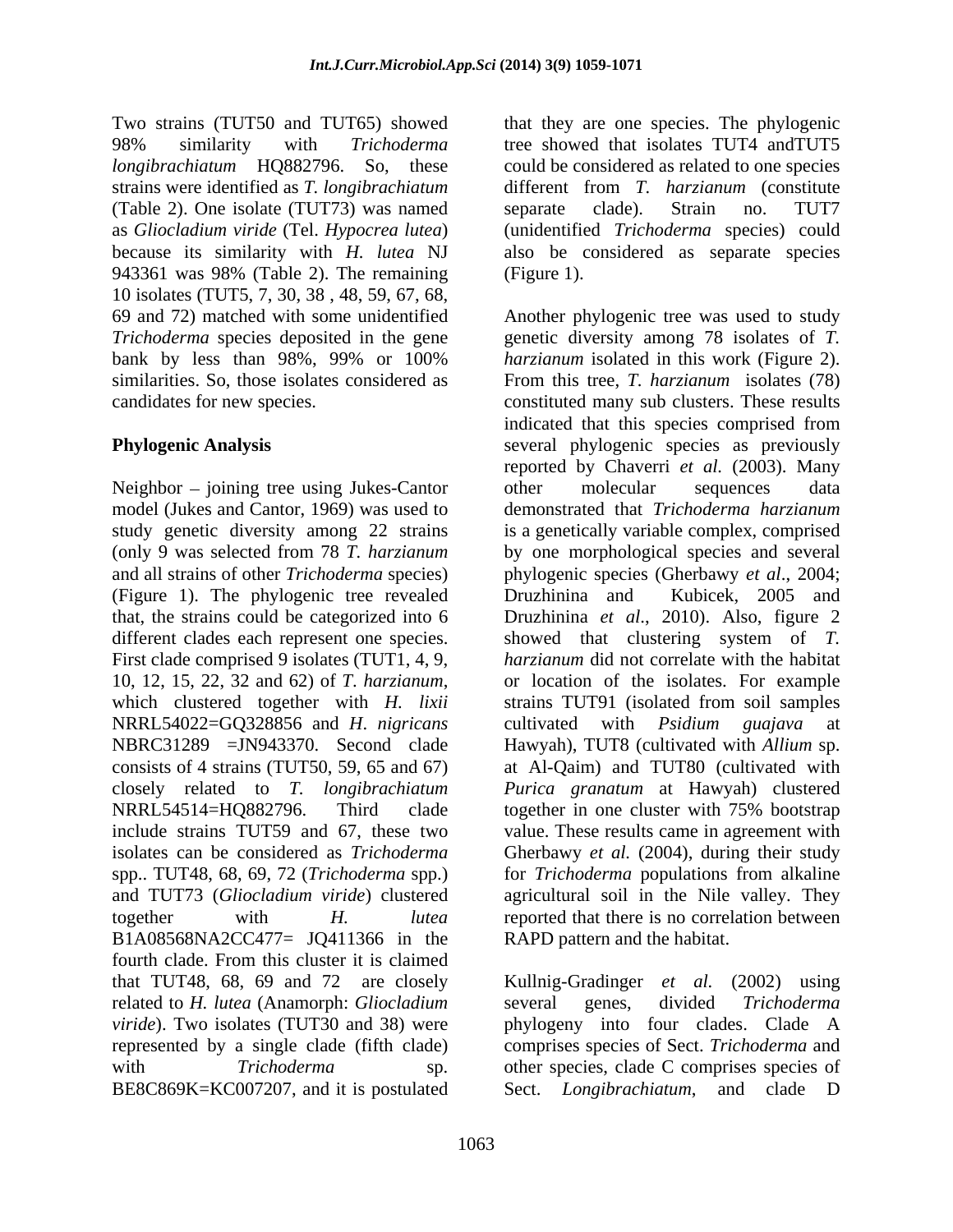Two strains (TUT50 and TUT65) showed 98% similarity with *Trichoderma longibrachiatum* HQ882796. So, these strains were identified as *T. longibrachiatum* (Table 2). One isolate (TUT73) was named as *Gliocladium viride* (Tel. *Hypocrea lutea*) because its similarity with *H. lutea* NJ 943361 was 98% (Table 2). The remaining 10 isolates (TUT5, 7, 30, 38 , 48, 59, 67, 68, 69 and 72) matched with some unidentified *Trichoderma* species deposited in the gene bank by less than 98%, 99% or 100% similarities. So, those isolates considered as candidates for new species.

## Phylogenic Analysis

Neighbor – joining tree using Jukes-Cantor model (Jukes and Cantor, 1969) was used to study genetic diversity among 22 strains (only 9 was selected from 78 *T. harzianum* and all strains of other *Trichoderma* species) (Figure 1). The phylogenic tree revealed that, the strains could be categorized into 6 different clades each represent one species. First clade comprised 9 isolates (TUT1, 4, 9, 10, 12, 15, 22, 32 and 62) of *T. harzianum*, which clustered together with *H. lixii* NRRL54022=GQ328856 and *H. nigricans* NBRC31289 =JN943370. Second clade consists of 4 strains (TUT50, 59, 65 and 67) closely related to *T. longibrachiatum* NRRL54514=HQ882796. Third clade include strains TUT59 and 67, these two isolates can be considered as *Trichoderma* spp.. TUT48, 68, 69, 72 (*Trichoderma* spp.) and TUT73 (*Gliocladium viride*) clustered together with *H. lutea* B1A08568NA2CC477= JQ411366 in the fourth clade. From this cluster it is claimed that TUT48, 68, 69 and 72 are closely related to *H. lutea* (Anamorph: *Gliocladium viride*). Two isolates (TUT30 and 38) were represented by a single clade (fifth clade) with *Trichoderma* sp. BE8C869K=KC007207, and it is postulated that they are one species. The phylogenic tree showed that isolates TUT4 andTUT5 could be considered as related to one species different from *T. harzianum* (constitute separate clade). Strain no. TUT7 (unidentified *Trichoderma* species) could also be considered as separate species (Figure 1).

Another phylogenic tree was used to study genetic diversity among 78 isolates of *T. harzianum* isolated in this work (Figure 2). From this tree, *T. harzianum* isolates (78) constituted many sub clusters. These results indicated that this species comprised from several phylogenic species as previously reported by Chaverri *et al.* (2003). Many other molecular sequences data demonstrated that *Trichoderma harzianum* is a genetically variable complex, comprised by one morphological species and several phylogenic species (Gherbawy *et al*., 2004; Druzhinina and Kubicek, 2005 and Druzhinina *et al*., 2010). Also, figure 2 showed that clustering system of *T. harzianum* did not correlate with the habitat or location of the isolates. For example strains TUT91 (isolated from soil samples cultivated with *Psidium guajava* at Hawyah), TUT8 (cultivated with *Allium* sp. at Al-Qaim) and TUT80 (cultivated with *Purica granatum* at Hawyah) clustered together in one cluster with 75% bootstrap value. These results came in agreement with Gherbawy *et al.* (2004), during their study for *Trichoderma* populations from alkaline agricultural soil in the Nile valley. They reported that there is no correlation between RAPD pattern and the habitat.

Kullnig-Gradinger *et al.* (2002) using several genes, divided *Trichoderma* phylogeny into four clades. Clade A comprises species of Sect. *Trichoderma* and other species, clade C comprises species of Sect. *Longibrachiatum*, and clade D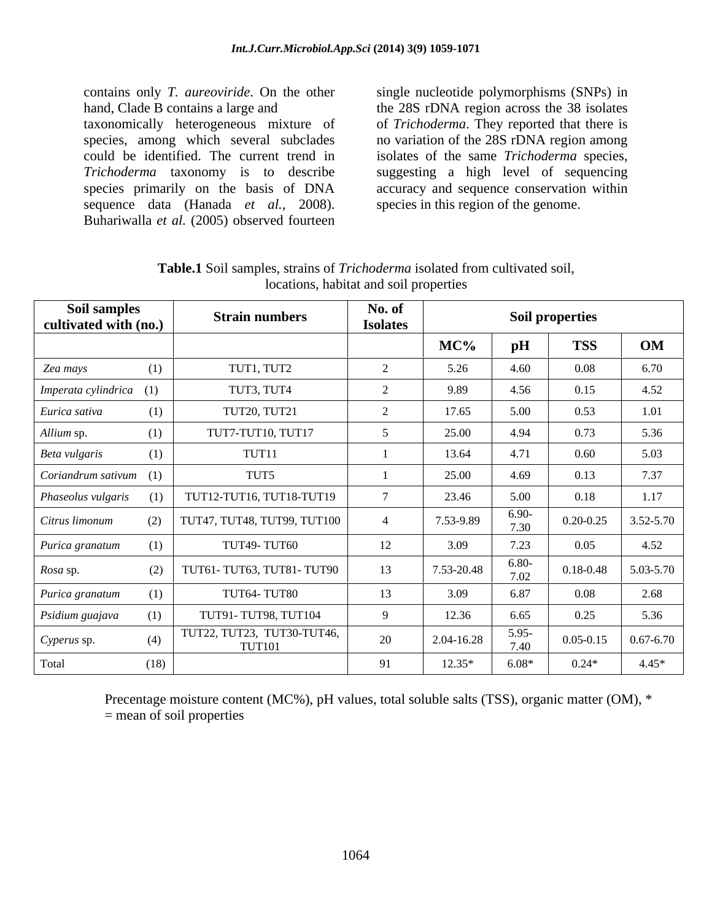contains only *T. aureoviride*. On the other hand, Clade B contains a large and taxonomically heterogeneous mixture of species, among which several subclades could be identified. The current trend in *Trichoderma* taxonomy is to describe species primarily on the basis of DNA sequence data (Hanada *et al.*, 2008). Buhariwalla *et al.* (2005) observed fourteen single nucleotide polymorphisms (SNPs) in the 28S rDNA region across the 38 isolates of *Trichoderma*. They reported that there is no variation of the 28S rDNA region among isolates of the same *Trichoderma* species, suggesting a high level of sequencing accuracy and sequence conservation within species in this region of the genome.

**Table.1** Soil samples, strains of *Trichoderma* isolated from cultivated soil, locations, habitat and soil properties

| Soil samples cultivated with (no.) | Strain numbers | No. of Isolates | Soil properties | | | |
|---|---|---|---|---|---|---|
| | | | **MC%** | **pH** | **TSS** | **OM** |
| *Zea mays* (1) | TUT1, TUT2 | 2 | 5.26 | 4.60 | 0.08 | 6.70 |
| *Imperata cylindrica* (1) | TUT3, TUT4 | 2 | 9.89 | 4.56 | 0.15 | 4.52 |
| *Eurica sativa* (1) | TUT20, TUT21 | 2 | 17.65 | 5.00 | 0.53 | 1.01 |
| *Allium* sp. (1) | TUT7-TUT10, TUT17 | 5 | 25.00 | 4.94 | 0.73 | 5.36 |
| *Beta vulgaris* (1) | TUT11 | 1 | 13.64 | 4.71 | 0.60 | 5.03 |
| *Coriandrum sativum* (1) | TUT5 | 1 | 25.00 | 4.69 | 0.13 | 7.37 |
| *Phaseolus vulgaris* (1) | TUT12-TUT16, TUT18-TUT19 | 7 | 23.46 | 5.00 | 0.18 | 1.17 |
| *Citrus limonum* (2) | TUT47, TUT48, TUT99, TUT100 | 4 | 7.53-9.89 | 6.90-7.30 | 0.20-0.25 | 3.52-5.70 |
| *Purica granatum* (1) | TUT49- TUT60 | 12 | 3.09 | 7.23 | 0.05 | 4.52 |
| *Rosa* sp. (2) | TUT61- TUT63, TUT81- TUT90 | 13 | 7.53-20.48 | 6.80-7.02 | 0.18-0.48 | 5.03-5.70 |
| *Purica granatum* (1) | TUT64- TUT80 | 13 | 3.09 | 6.87 | 0.08 | 2.68 |
| *Psidium guajava* (1) | TUT91- TUT98, TUT104 | 9 | 12.36 | 6.65 | 0.25 | 5.36 |
| *Cyperus* sp. (4) | TUT22, TUT23, TUT30-TUT46, TUT101 | 20 | 2.04-16.28 | 5.95-7.40 | 0.05-0.15 | 0.67-6.70 |
| Total (18) | | 91 | 12.35* | 6.08* | 0.24* | 4.45* |

Precentage moisture content (MC%), pH values, total soluble salts (TSS), organic matter (OM), * = mean of soil properties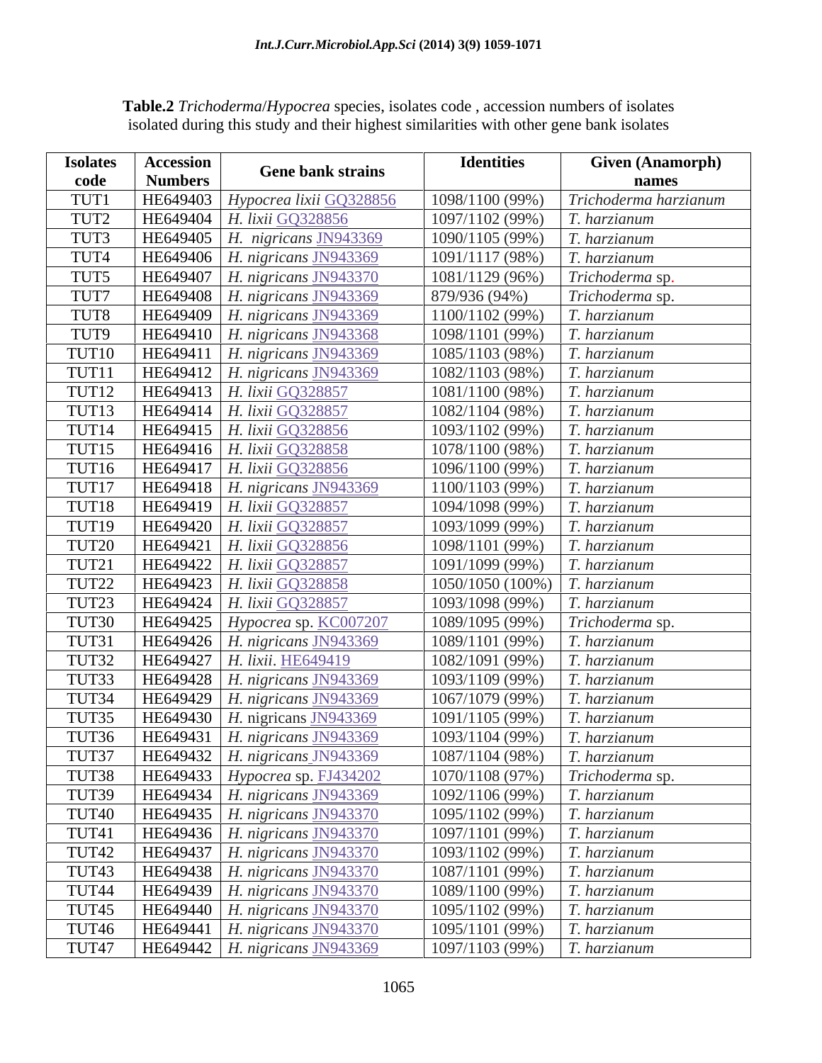**Table.2** *Trichoderma*/*Hypocrea* species, isolates code , accession numbers of isolates isolated during this study and their highest similarities with other gene bank isolates

| Isolates code | Accession Numbers | Gene bank strains | Identities | Given (Anamorph) names |
|---|---|---|---|---|
| TUT1 | HE649403 | *Hypocrea lixii* GQ328856 | 1098/1100 (99%) | *Trichoderma harzianum* |
| TUT2 | HE649404 | *H. lixii* GQ328856 | 1097/1102 (99%) | *T. harzianum* |
| TUT3 | HE649405 | *H. nigricans* JN943369 | 1090/1105 (99%) | *T. harzianum* |
| TUT4 | HE649406 | *H. nigricans* JN943369 | 1091/1117 (98%) | *T. harzianum* |
| TUT5 | HE649407 | *H. nigricans* JN943370 | 1081/1129 (96%) | *Trichoderma* sp. |
| TUT7 | HE649408 | *H. nigricans* JN943369 | 879/936 (94%) | *Trichoderma* sp. |
| TUT8 | HE649409 | *H. nigricans* JN943369 | 1100/1102 (99%) | *T. harzianum* |
| TUT9 | HE649410 | *H. nigricans* JN943368 | 1098/1101 (99%) | *T. harzianum* |
| TUT10 | HE649411 | *H. nigricans* JN943369 | 1085/1103 (98%) | *T. harzianum* |
| TUT11 | HE649412 | *H. nigricans* JN943369 | 1082/1103 (98%) | *T. harzianum* |
| TUT12 | HE649413 | *H. lixii* GQ328857 | 1081/1100 (98%) | *T. harzianum* |
| TUT13 | HE649414 | *H. lixii* GQ328857 | 1082/1104 (98%) | *T. harzianum* |
| TUT14 | HE649415 | *H. lixii* GQ328856 | 1093/1102 (99%) | *T. harzianum* |
| TUT15 | HE649416 | *H. lixii* GQ328858 | 1078/1100 (98%) | *T. harzianum* |
| TUT16 | HE649417 | *H. lixii* GQ328856 | 1096/1100 (99%) | *T. harzianum* |
| TUT17 | HE649418 | *H. nigricans* JN943369 | 1100/1103 (99%) | *T. harzianum* |
| TUT18 | HE649419 | *H. lixii* GQ328857 | 1094/1098 (99%) | *T. harzianum* |
| TUT19 | HE649420 | *H. lixii* GQ328857 | 1093/1099 (99%) | *T. harzianum* |
| TUT20 | HE649421 | *H. lixii* GQ328856 | 1098/1101 (99%) | *T. harzianum* |
| TUT21 | HE649422 | *H. lixii* GQ328857 | 1091/1099 (99%) | *T. harzianum* |
| TUT22 | HE649423 | *H. lixii* GQ328858 | 1050/1050 (100%) | *T. harzianum* |
| TUT23 | HE649424 | *H. lixii* GQ328857 | 1093/1098 (99%) | *T. harzianum* |
| TUT30 | HE649425 | *Hypocrea* sp. KC007207 | 1089/1095 (99%) | *Trichoderma* sp. |
| TUT31 | HE649426 | *H. nigricans* JN943369 | 1089/1101 (99%) | *T. harzianum* |
| TUT32 | HE649427 | *H. lixii*. HE649419 | 1082/1091 (99%) | *T. harzianum* |
| TUT33 | HE649428 | *H. nigricans* JN943369 | 1093/1109 (99%) | *T. harzianum* |
| TUT34 | HE649429 | *H. nigricans* JN943369 | 1067/1079 (99%) | *T. harzianum* |
| TUT35 | HE649430 | *H.* nigricans JN943369 | 1091/1105 (99%) | *T. harzianum* |
| TUT36 | HE649431 | *H. nigricans* JN943369 | 1093/1104 (99%) | *T. harzianum* |
| TUT37 | HE649432 | *H. nigricans* JN943369 | 1087/1104 (98%) | *T. harzianum* |
| TUT38 | HE649433 | *Hypocrea* sp. FJ434202 | 1070/1108 (97%) | *Trichoderma* sp. |
| TUT39 | HE649434 | *H. nigricans* JN943369 | 1092/1106 (99%) | *T. harzianum* |
| TUT40 | HE649435 | *H. nigricans* JN943370 | 1095/1102 (99%) | *T. harzianum* |
| TUT41 | HE649436 | *H. nigricans* JN943370 | 1097/1101 (99%) | *T. harzianum* |
| TUT42 | HE649437 | *H. nigricans* JN943370 | 1093/1102 (99%) | *T. harzianum* |
| TUT43 | HE649438 | *H. nigricans* JN943370 | 1087/1101 (99%) | *T. harzianum* |
| TUT44 | HE649439 | *H. nigricans* JN943370 | 1089/1100 (99%) | *T. harzianum* |
| TUT45 | HE649440 | *H. nigricans* JN943370 | 1095/1102 (99%) | *T. harzianum* |
| TUT46 | HE649441 | *H. nigricans* JN943370 | 1095/1101 (99%) | *T. harzianum* |
| TUT47 | HE649442 | *H. nigricans* JN943369 | 1097/1103 (99%) | *T. harzianum* |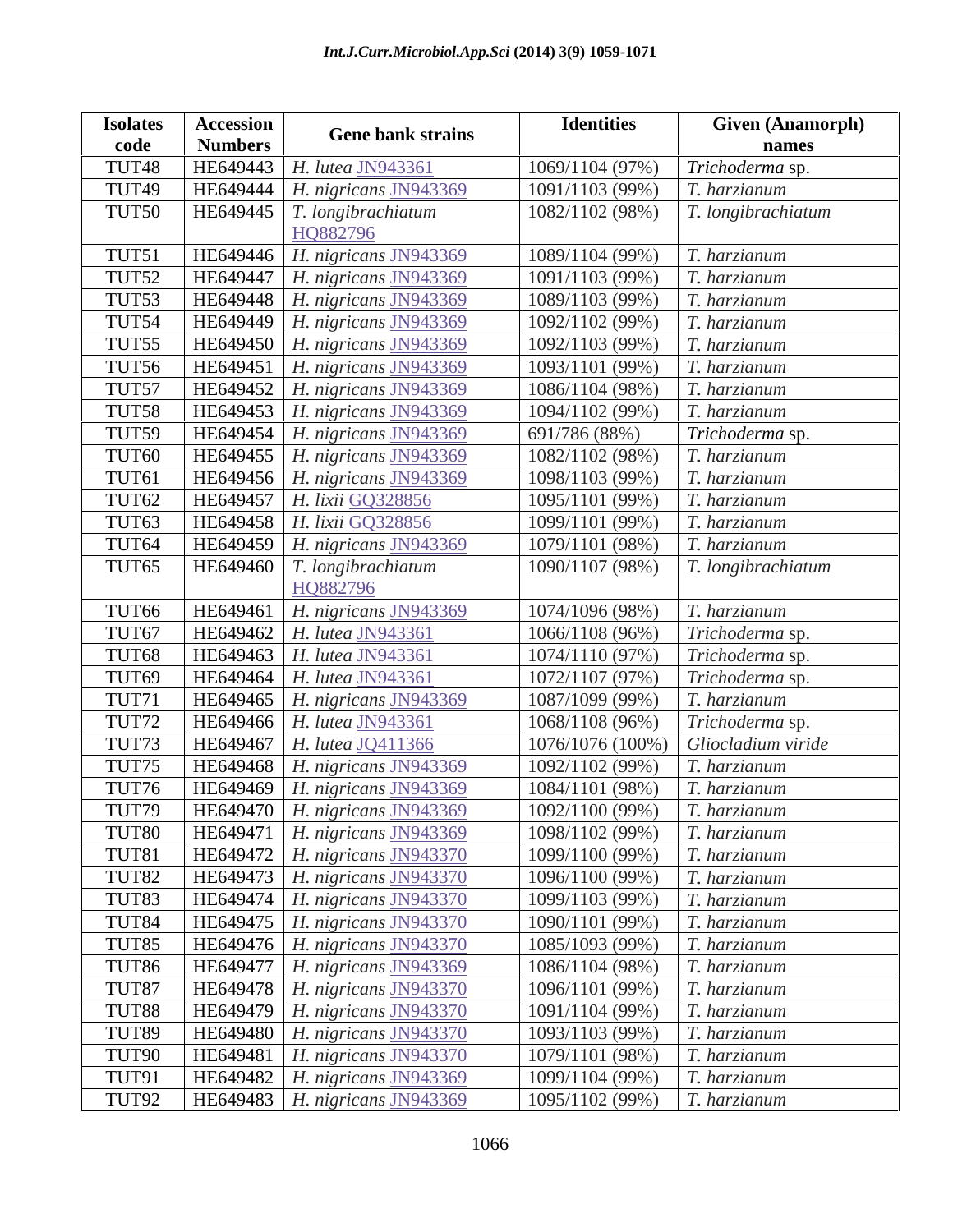| Isolates code | Accession Numbers | Gene bank strains | Identities | Given (Anamorph) names |
|---|---|---|---|---|
| TUT48 | HE649443 | *H. lutea* JN943361 | 1069/1104 (97%) | *Trichoderma* sp. |
| TUT49 | HE649444 | *H. nigricans* JN943369 | 1091/1103 (99%) | *T. harzianum* |
| TUT50 | HE649445 | *T. longibrachiatum* HQ882796 | 1082/1102 (98%) | *T. longibrachiatum* |
| TUT51 | HE649446 | *H. nigricans* JN943369 | 1089/1104 (99%) | *T. harzianum* |
| TUT52 | HE649447 | *H. nigricans* JN943369 | 1091/1103 (99%) | *T. harzianum* |
| TUT53 | HE649448 | *H. nigricans* JN943369 | 1089/1103 (99%) | *T. harzianum* |
| TUT54 | HE649449 | *H. nigricans* JN943369 | 1092/1102 (99%) | *T. harzianum* |
| TUT55 | HE649450 | *H. nigricans* JN943369 | 1092/1103 (99%) | *T. harzianum* |
| TUT56 | HE649451 | *H. nigricans* JN943369 | 1093/1101 (99%) | *T. harzianum* |
| TUT57 | HE649452 | *H. nigricans* JN943369 | 1086/1104 (98%) | *T. harzianum* |
| TUT58 | HE649453 | *H. nigricans* JN943369 | 1094/1102 (99%) | *T. harzianum* |
| TUT59 | HE649454 | *H. nigricans* JN943369 | 691/786 (88%) | *Trichoderma* sp. |
| TUT60 | HE649455 | *H. nigricans* JN943369 | 1082/1102 (98%) | *T. harzianum* |
| TUT61 | HE649456 | *H. nigricans* JN943369 | 1098/1103 (99%) | *T. harzianum* |
| TUT62 | HE649457 | *H. lixii* GQ328856 | 1095/1101 (99%) | *T. harzianum* |
| TUT63 | HE649458 | *H. lixii* GQ328856 | 1099/1101 (99%) | *T. harzianum* |
| TUT64 | HE649459 | *H. nigricans* JN943369 | 1079/1101 (98%) | *T. harzianum* |
| TUT65 | HE649460 | *T. longibrachiatum* HQ882796 | 1090/1107 (98%) | *T. longibrachiatum* |
| TUT66 | HE649461 | *H. nigricans* JN943369 | 1074/1096 (98%) | *T. harzianum* |
| TUT67 | HE649462 | *H. lutea* JN943361 | 1066/1108 (96%) | *Trichoderma* sp. |
| TUT68 | HE649463 | *H. lutea* JN943361 | 1074/1110 (97%) | *Trichoderma* sp. |
| TUT69 | HE649464 | *H. lutea* JN943361 | 1072/1107 (97%) | *Trichoderma* sp. |
| TUT71 | HE649465 | *H. nigricans* JN943369 | 1087/1099 (99%) | *T. harzianum* |
| TUT72 | HE649466 | *H. lutea* JN943361 | 1068/1108 (96%) | *Trichoderma* sp. |
| TUT73 | HE649467 | *H. lutea* JQ411366 | 1076/1076 (100%) | *Gliocladium viride* |
| TUT75 | HE649468 | *H. nigricans* JN943369 | 1092/1102 (99%) | *T. harzianum* |
| TUT76 | HE649469 | *H. nigricans* JN943369 | 1084/1101 (98%) | *T. harzianum* |
| TUT79 | HE649470 | *H. nigricans* JN943369 | 1092/1100 (99%) | *T. harzianum* |
| TUT80 | HE649471 | *H. nigricans* JN943369 | 1098/1102 (99%) | *T. harzianum* |
| TUT81 | HE649472 | *H. nigricans* JN943370 | 1099/1100 (99%) | *T. harzianum* |
| TUT82 | HE649473 | *H. nigricans* JN943370 | 1096/1100 (99%) | *T. harzianum* |
| TUT83 | HE649474 | *H. nigricans* JN943370 | 1099/1103 (99%) | *T. harzianum* |
| TUT84 | HE649475 | *H. nigricans* JN943370 | 1090/1101 (99%) | *T. harzianum* |
| TUT85 | HE649476 | *H. nigricans* JN943370 | 1085/1093 (99%) | *T. harzianum* |
| TUT86 | HE649477 | *H. nigricans* JN943369 | 1086/1104 (98%) | *T. harzianum* |
| TUT87 | HE649478 | *H. nigricans* JN943370 | 1096/1101 (99%) | *T. harzianum* |
| TUT88 | HE649479 | *H. nigricans* JN943370 | 1091/1104 (99%) | *T. harzianum* |
| TUT89 | HE649480 | *H. nigricans* JN943370 | 1093/1103 (99%) | *T. harzianum* |
| TUT90 | HE649481 | *H. nigricans* JN943370 | 1079/1101 (98%) | *T. harzianum* |
| TUT91 | HE649482 | *H. nigricans* JN943369 | 1099/1104 (99%) | *T. harzianum* |
| TUT92 | HE649483 | *H. nigricans* JN943369 | 1095/1102 (99%) | *T. harzianum* |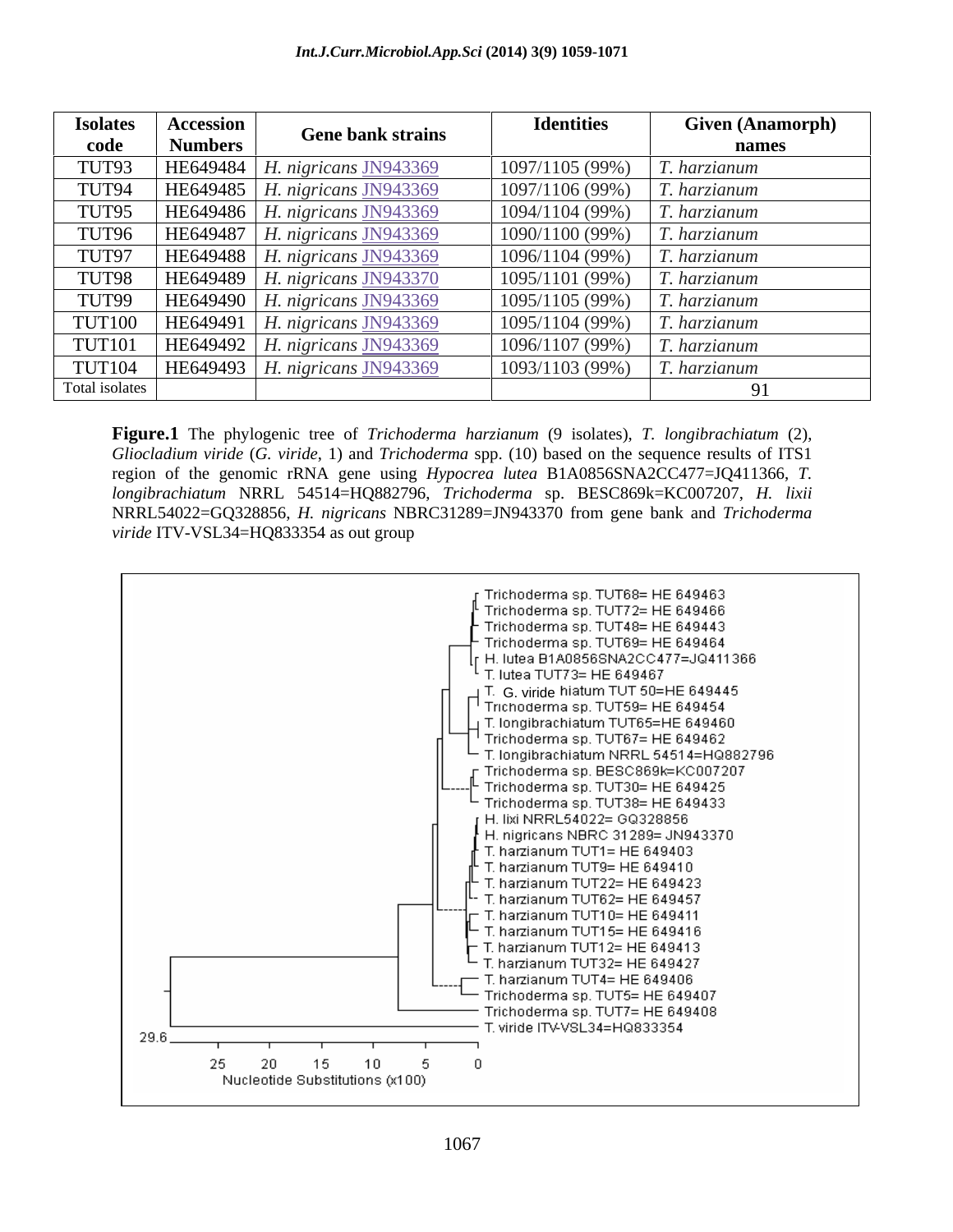| Isolates code | Accession Numbers | Gene bank strains | Identities | Given (Anamorph) names |
|---|---|---|---|---|
| TUT93 | HE649484 | *H. nigricans* JN943369 | 1097/1105 (99%) | *T. harzianum* |
| TUT94 | HE649485 | *H. nigricans* JN943369 | 1097/1106 (99%) | *T. harzianum* |
| TUT95 | HE649486 | *H. nigricans* JN943369 | 1094/1104 (99%) | *T. harzianum* |
| TUT96 | HE649487 | *H. nigricans* JN943369 | 1090/1100 (99%) | *T. harzianum* |
| TUT97 | HE649488 | *H. nigricans* JN943369 | 1096/1104 (99%) | *T. harzianum* |
| TUT98 | HE649489 | *H. nigricans* JN943370 | 1095/1101 (99%) | *T. harzianum* |
| TUT99 | HE649490 | *H. nigricans* JN943369 | 1095/1105 (99%) | *T. harzianum* |
| TUT100 | HE649491 | *H. nigricans* JN943369 | 1095/1104 (99%) | *T. harzianum* |
| TUT101 | HE649492 | *H. nigricans* JN943369 | 1096/1107 (99%) | *T. harzianum* |
| TUT104 | HE649493 | *H. nigricans* JN943369 | 1093/1103 (99%) | *T. harzianum* |
| Total isolates | | | | 91 |

**Figure.1** The phylogenic tree of *Trichoderma harzianum* (9 isolates), *T. longibrachiatum* (2), *Gliocladium viride* (*G. viride*, 1) and *Trichoderma* spp. (10) based on the sequence results of ITS1 region of the genomic rRNA gene using *Hypocrea lutea* B1A0856SNA2CC477=JQ411366, *T. longibrachiatum* NRRL 54514=HQ882796, *Trichoderma* sp. BESC869k=KC007207, *H. lixii* NRRL54022=GQ328856, *H. nigricans* NBRC31289=JN943370 from gene bank and *Trichoderma viride* ITV-VSL34=HQ833354 as out group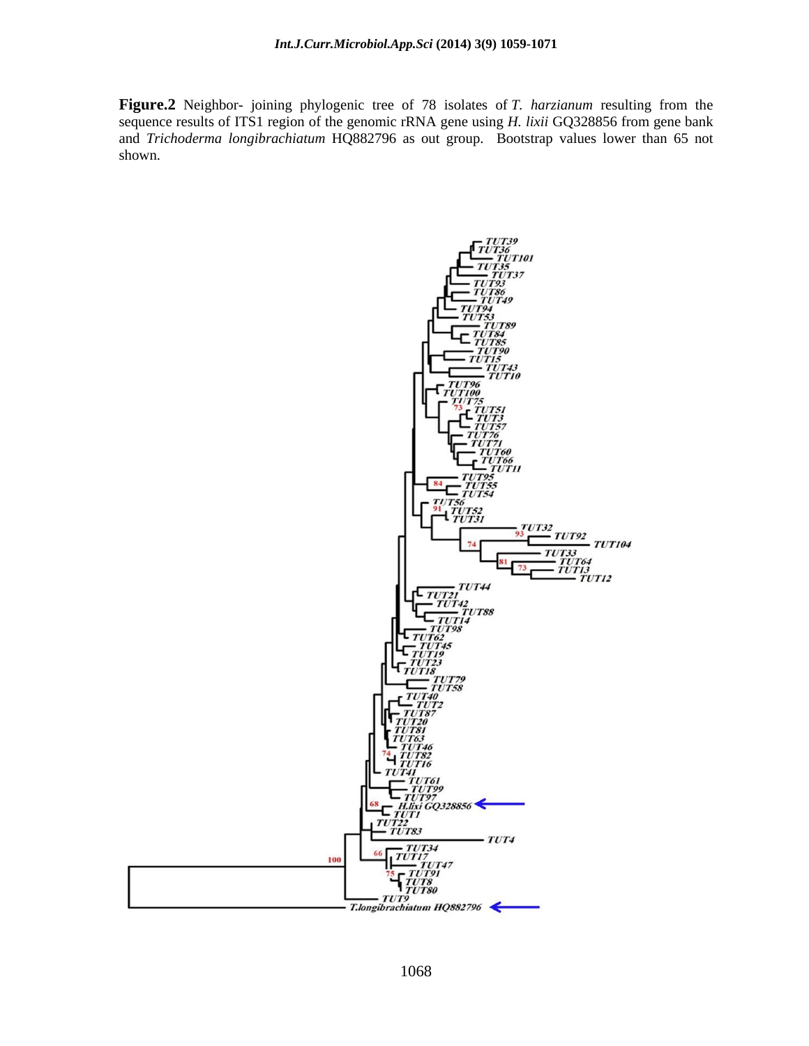**Figure.2** Neighbor- joining phylogenic tree of 78 isolates of *T. harzianum* resulting from the sequence results of ITS1 region of the genomic rRNA gene using *H. lixii* GQ328856 from gene bank and *Trichoderma longibrachiatum* HQ882796 as out group. Bootstrap values lower than 65 not shown.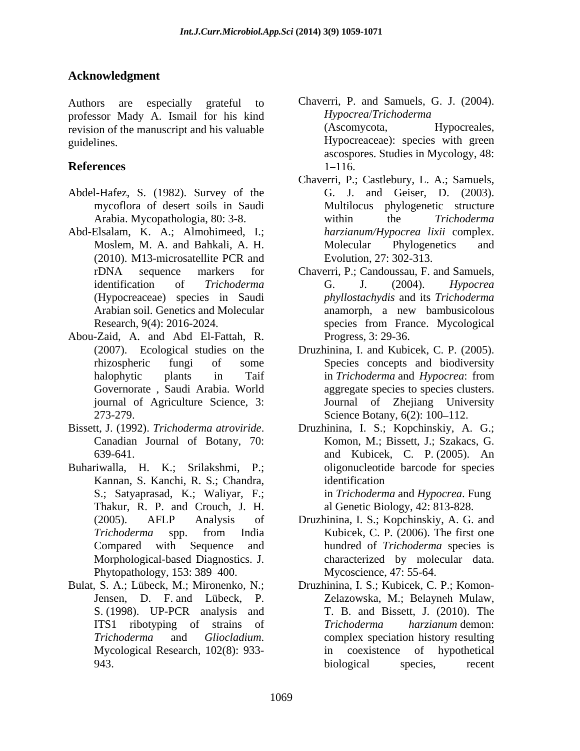## Acknowledgment

Authors are especially grateful to professor Mady A. Ismail for his kind revision of the manuscript and his valuable guidelines.

## References

Abdel-Hafez, S. (1982). Survey of the mycoflora of desert soils in Saudi Arabia. Mycopathologia, 80: 3-8.

Abd-Elsalam, K. A.; Almohimeed, I.; Moslem, M. A. and Bahkali, A. H. (2010). M13-microsatellite PCR and rDNA sequence markers for identification of *Trichoderma* (Hypocreaceae) species in Saudi Arabian soil. Genetics and Molecular Research, 9(4): 2016-2024.

Abou-Zaid, A. and Abd El-Fattah, R. (2007). Ecological studies on the rhizospheric fungi of some halophytic plants in Taif Governorate , Saudi Arabia. World journal of Agriculture Science, 3: 273-279.

Bissett, J. (1992). *Trichoderma atroviride*. Canadian Journal of Botany, 70: 639-641.

Buhariwalla, H. K.; Srilakshmi, P.; Kannan, S. Kanchi, R. S.; Chandra, S.; Satyaprasad, K.; Waliyar, F.; Thakur, R. P. and Crouch, J. H. (2005). AFLP Analysis of *Trichoderma* spp. from India Compared with Sequence and Morphological-based Diagnostics. J. Phytopathology, 153: 389–400.

Bulat, S. A.; Lübeck, M.; Mironenko, N.; Jensen, D. F. and Lübeck, P. S. (1998). UP-PCR analysis and ITS1 ribotyping of strains of *Trichoderma* and *Gliocladium*. Mycological Research, 102(8): 933-943.

Chaverri, P. and Samuels, G. J. (2004). *Hypocrea*/*Trichoderma* (Ascomycota, Hypocreales, Hypocreaceae): species with green ascospores. Studies in Mycology, 48: 1–116.

Chaverri, P.; Castlebury, L. A.; Samuels, G. J. and Geiser, D. (2003). Multilocus phylogenetic structure within the *Trichoderma harzianum/Hypocrea lixii* complex. Molecular Phylogenetics and Evolution, 27: 302-313.

Chaverri, P.; Candoussau, F. and Samuels, G. J. (2004). *Hypocrea phyllostachydis* and its *Trichoderma* anamorph, a new bambusicolous species from France. Mycological Progress, 3: 29-36.

Druzhinina, I. and Kubicek, C. P. (2005). Species concepts and biodiversity in *Trichoderma* and *Hypocrea*: from aggregate species to species clusters. Journal of Zhejiang University Science Botany, 6(2): 100–112.

Druzhinina, I. S.; Kopchinskiy, A. G.; Komon, M.; Bissett, J.; Szakacs, G. and Kubicek, C. P. (2005). An oligonucleotide barcode for species identification in *Trichoderma* and *Hypocrea*. Fungal Genetic Biology, 42: 813-828.

Druzhinina, I. S.; Kopchinskiy, A. G. and Kubicek, C. P. (2006). The first one hundred of *Trichoderma* species is characterized by molecular data. Mycoscience, 47: 55-64.

Druzhinina, I. S.; Kubicek, C. P.; Komon-Zelazowska, M.; Belayneh Mulaw, T. B. and Bissett, J. (2010). The *Trichoderma harzianum* demon: complex speciation history resulting in coexistence of hypothetical biological species, recent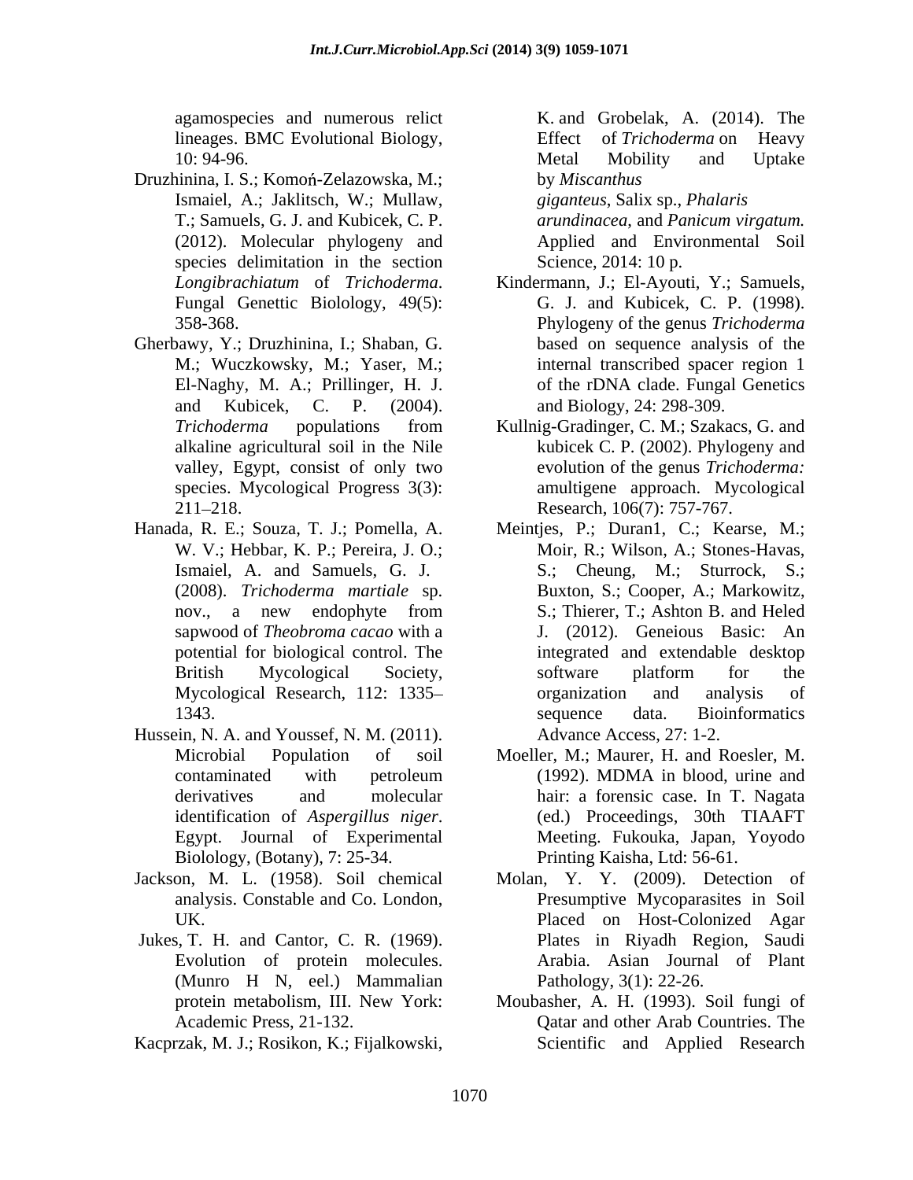agamospecies and numerous relict lineages. BMC Evolutional Biology, 10: 94-96.

Druzhinina, I. S.; Komoń-Zelazowska, M.; Ismaiel, A.; Jaklitsch, W.; Mullaw, T.; Samuels, G. J. and Kubicek, C. P. (2012). Molecular phylogeny and species delimitation in the section *Longibrachiatum* of *Trichoderma*. Fungal Genettic Biolology, 49(5): 358-368.

Gherbawy, Y.; Druzhinina, I.; Shaban, G. M.; Wuczkowsky, M.; Yaser, M.; El-Naghy, M. A.; Prillinger, H. J. and Kubicek, C. P. (2004). *Trichoderma* populations from alkaline agricultural soil in the Nile valley, Egypt, consist of only two species. Mycological Progress 3(3): 211–218.

Hanada, R. E.; Souza, T. J.; Pomella, A. W. V.; Hebbar, K. P.; Pereira, J. O.; Ismaiel, A. and Samuels, G. J. (2008). *Trichoderma martiale* sp. nov., a new endophyte from sapwood of *Theobroma cacao* with a potential for biological control. The British Mycological Society, Mycological Research, 112: 1335–1343.

Hussein, N. A. and Youssef, N. M. (2011). Microbial Population of soil contaminated with petroleum derivatives and molecular identification of *Aspergillus niger*. Egypt. Journal of Experimental Biolology, (Botany), 7: 25-34.

Jackson, M. L. (1958). Soil chemical analysis. Constable and Co. London, UK.

Jukes, T. H. and Cantor, C. R. (1969). Evolution of protein molecules. (Munro H N, eel.) Mammalian protein metabolism, III. New York: Academic Press, 21-132.

Kacprzak, M. J.; Rosikon, K.; Fijalkowski, K. and Grobelak, A. (2014). The Effect of *Trichoderma* on Heavy Metal Mobility and Uptake by *Miscanthus giganteus*, Salix sp., *Phalaris arundinacea*, and *Panicum virgatum.* Applied and Environmental Soil Science, 2014: 10 p.

Kindermann, J.; El-Ayouti, Y.; Samuels, G. J. and Kubicek, C. P. (1998). Phylogeny of the genus *Trichoderma* based on sequence analysis of the internal transcribed spacer region 1 of the rDNA clade. Fungal Genetics and Biology, 24: 298-309.

Kullnig-Gradinger, C. M.; Szakacs, G. and kubicek C. P. (2002). Phylogeny and evolution of the genus *Trichoderma:* amultigene approach. Mycological Research, 106(7): 757-767.

Meintjes, P.; Duran1, C.; Kearse, M.; Moir, R.; Wilson, A.; Stones-Havas, S.; Cheung, M.; Sturrock, S.; Buxton, S.; Cooper, A.; Markowitz, S.; Thierer, T.; Ashton B. and Heled J. (2012). Geneious Basic: An integrated and extendable desktop software platform for the organization and analysis of sequence data. Bioinformatics Advance Access, 27: 1-2.

Moeller, M.; Maurer, H. and Roesler, M. (1992). MDMA in blood, urine and hair: a forensic case. In T. Nagata (ed.) Proceedings, 30th TIAAFT Meeting. Fukouka, Japan, Yoyodo Printing Kaisha, Ltd: 56-61.

Molan, Y. Y. (2009). Detection of Presumptive Mycoparasites in Soil Placed on Host-Colonized Agar Plates in Riyadh Region, Saudi Arabia. Asian Journal of Plant Pathology, 3(1): 22-26.

Moubasher, A. H. (1993). Soil fungi of Qatar and other Arab Countries. The Scientific and Applied Research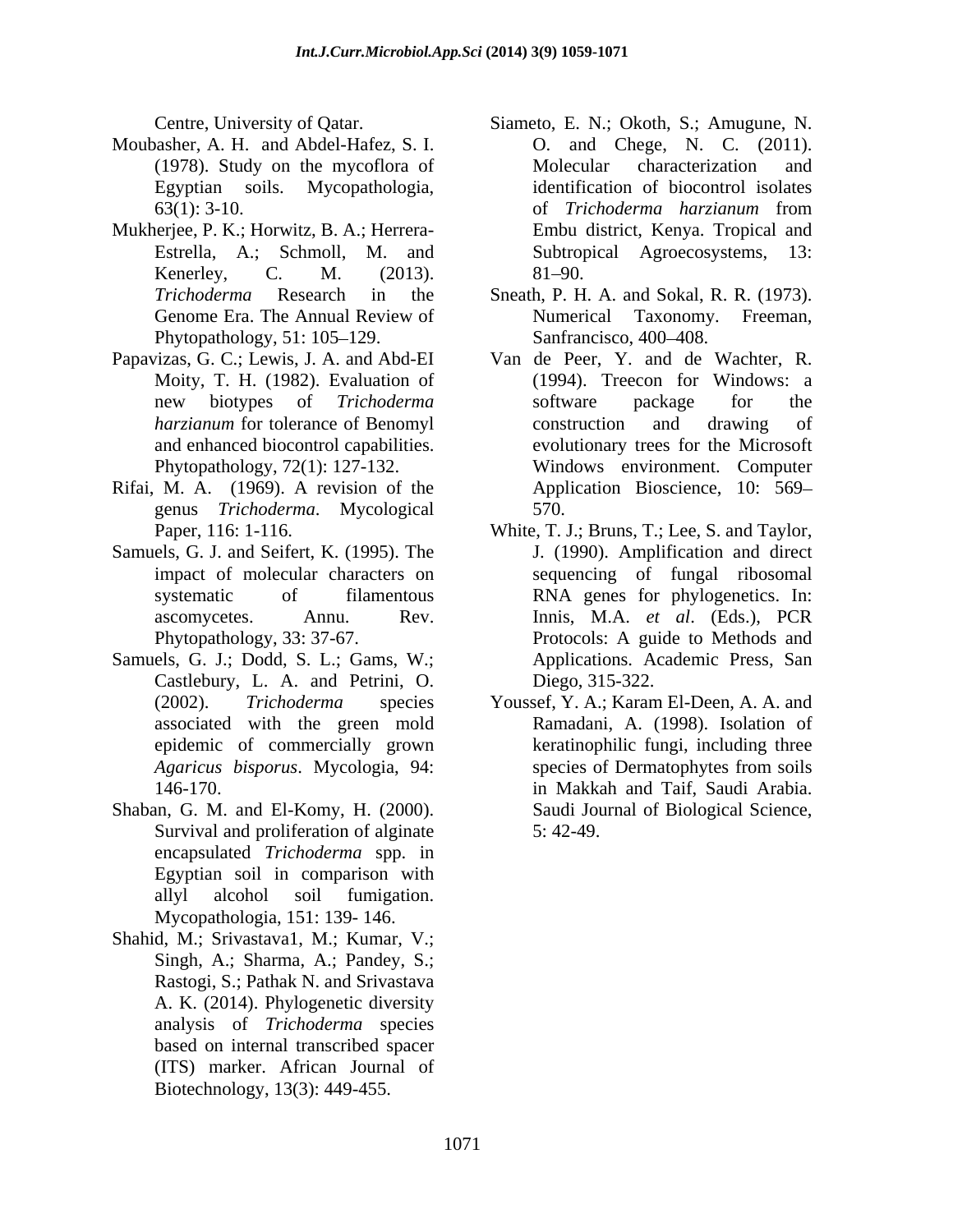Centre, University of Qatar.

Moubasher, A. H. and Abdel-Hafez, S. I. (1978). Study on the mycoflora of Egyptian soils. Mycopathologia, 63(1): 3-10.

Mukherjee, P. K.; Horwitz, B. A.; Herrera-Estrella, A.; Schmoll, M. and Kenerley, C. M. (2013). *Trichoderma* Research in the Genome Era. The Annual Review of Phytopathology, 51: 105–129.

Papavizas, G. C.; Lewis, J. A. and Abd-EI Moity, T. H. (1982). Evaluation of new biotypes of *Trichoderma harzianum* for tolerance of Benomyl and enhanced biocontrol capabilities. Phytopathology, 72(1): 127-132.

Rifai, M. A. (1969). A revision of the genus *Trichoderma*. Mycological Paper, 116: 1-116.

Samuels, G. J. and Seifert, K. (1995). The impact of molecular characters on systematic of filamentous ascomycetes. Annu. Rev. Phytopathology, 33: 37-67.

Samuels, G. J.; Dodd, S. L.; Gams, W.; Castlebury, L. A. and Petrini, O. (2002). *Trichoderma* species associated with the green mold epidemic of commercially grown *Agaricus bisporus*. Mycologia, 94: 146-170.

Shaban, G. M. and El-Komy, H. (2000). Survival and proliferation of alginate encapsulated *Trichoderma* spp. in Egyptian soil in comparison with allyl alcohol soil fumigation. Mycopathologia, 151: 139- 146.

Shahid, M.; Srivastava1, M.; Kumar, V.; Singh, A.; Sharma, A.; Pandey, S.; Rastogi, S.; Pathak N. and Srivastava A. K. (2014). Phylogenetic diversity analysis of *Trichoderma* species based on internal transcribed spacer (ITS) marker. African Journal of Biotechnology, 13(3): 449-455.

Siameto, E. N.; Okoth, S.; Amugune, N. O. and Chege, N. C. (2011). Molecular characterization and identification of biocontrol isolates of *Trichoderma harzianum* from Embu district, Kenya. Tropical and Subtropical Agroecosystems, 13: 81–90.

Sneath, P. H. A. and Sokal, R. R. (1973). Numerical Taxonomy. Freeman, Sanfrancisco, 400–408.

Van de Peer, Y. and de Wachter, R. (1994). Treecon for Windows: a software package for the construction and drawing of evolutionary trees for the Microsoft Windows environment. Computer Application Bioscience, 10: 569–570.

White, T. J.; Bruns, T.; Lee, S. and Taylor, J. (1990). Amplification and direct sequencing of fungal ribosomal RNA genes for phylogenetics. In: Innis, M.A. *et al*. (Eds.), PCR Protocols: A guide to Methods and Applications. Academic Press, San Diego, 315-322.

Youssef, Y. A.; Karam El-Deen, A. A. and Ramadani, A. (1998). Isolation of keratinophilic fungi, including three species of Dermatophytes from soils in Makkah and Taif, Saudi Arabia. Saudi Journal of Biological Science, 5: 42-49.